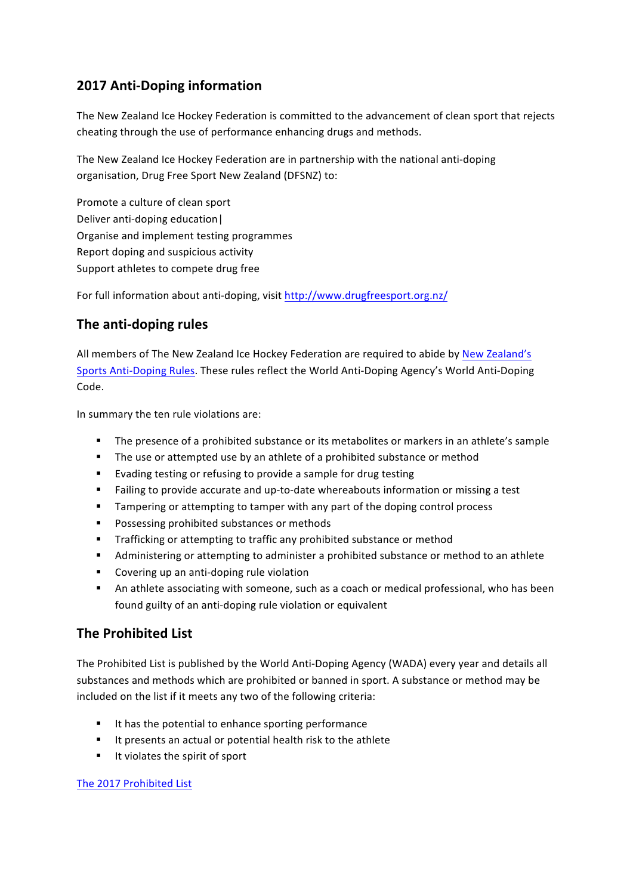## 2017 Anti-Doping information

The New Zealand Ice Hockey Federation is committed to the advancement of clean sport that rejects cheating through the use of performance enhancing drugs and methods.

The New Zealand Ice Hockey Federation are in partnership with the national anti-doping organisation, Drug Free Sport New Zealand (DFSNZ) to:

Promote a culture of clean sport
Deliver anti-doping education|
Organise and implement testing programmes
Report doping and suspicious activity
Support athletes to compete drug free

For full information about anti-doping, visit [http://www.drugfreesport.org.nz/](http://www.drugfreesport.org.nz/)

## The anti-doping rules

All members of The New Zealand Ice Hockey Federation are required to abide by New Zealand's Sports Anti-Doping Rules. These rules reflect the World Anti-Doping Agency's World Anti-Doping Code.

In summary the ten rule violations are:

- The presence of a prohibited substance or its metabolites or markers in an athlete's sample
- The use or attempted use by an athlete of a prohibited substance or method
- Evading testing or refusing to provide a sample for drug testing
- Failing to provide accurate and up-to-date whereabouts information or missing a test
- Tampering or attempting to tamper with any part of the doping control process
- Possessing prohibited substances or methods
- Trafficking or attempting to traffic any prohibited substance or method
- Administering or attempting to administer a prohibited substance or method to an athlete
- Covering up an anti-doping rule violation
- An athlete associating with someone, such as a coach or medical professional, who has been found guilty of an anti-doping rule violation or equivalent

## The Prohibited List

The Prohibited List is published by the World Anti-Doping Agency (WADA) every year and details all substances and methods which are prohibited or banned in sport. A substance or method may be included on the list if it meets any two of the following criteria:

- It has the potential to enhance sporting performance
- It presents an actual or potential health risk to the athlete
- It violates the spirit of sport

The 2017 Prohibited List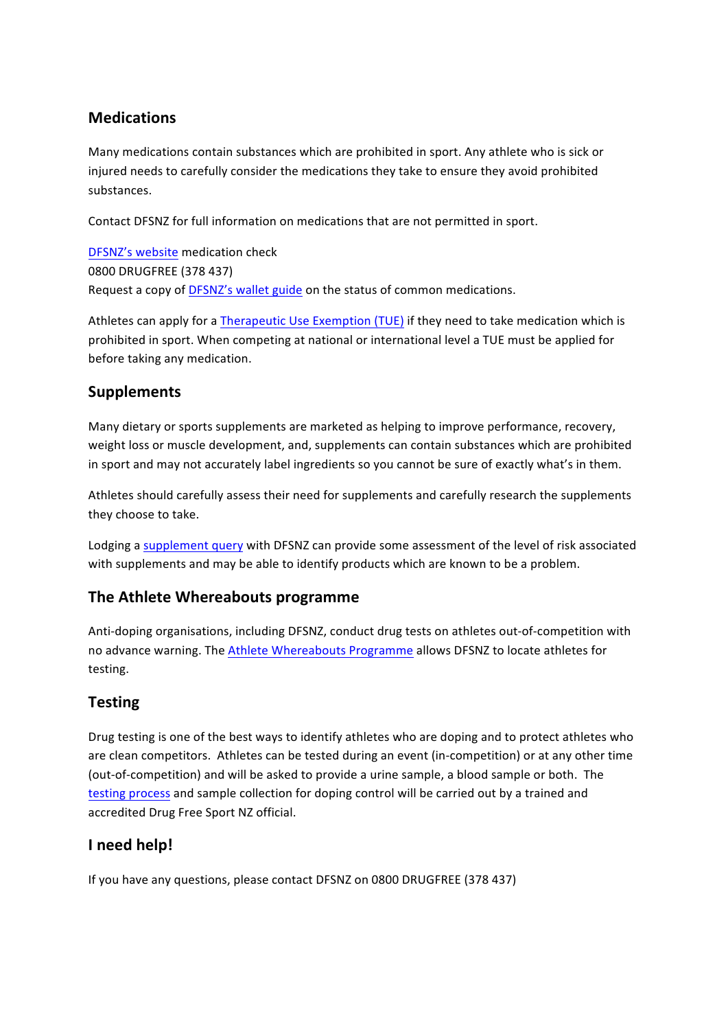## Medications

Many medications contain substances which are prohibited in sport. Any athlete who is sick or injured needs to carefully consider the medications they take to ensure they avoid prohibited substances.

Contact DFSNZ for full information on medications that are not permitted in sport.

DFSNZ's website medication check
0800 DRUGFREE (378 437)
Request a copy of DFSNZ's wallet guide on the status of common medications.

Athletes can apply for a Therapeutic Use Exemption (TUE) if they need to take medication which is prohibited in sport. When competing at national or international level a TUE must be applied for before taking any medication.

## Supplements

Many dietary or sports supplements are marketed as helping to improve performance, recovery, weight loss or muscle development, and, supplements can contain substances which are prohibited in sport and may not accurately label ingredients so you cannot be sure of exactly what's in them.

Athletes should carefully assess their need for supplements and carefully research the supplements they choose to take.

Lodging a supplement query with DFSNZ can provide some assessment of the level of risk associated with supplements and may be able to identify products which are known to be a problem.

## The Athlete Whereabouts programme

Anti-doping organisations, including DFSNZ, conduct drug tests on athletes out-of-competition with no advance warning. The Athlete Whereabouts Programme allows DFSNZ to locate athletes for testing.

## Testing

Drug testing is one of the best ways to identify athletes who are doping and to protect athletes who are clean competitors. Athletes can be tested during an event (in-competition) or at any other time (out-of-competition) and will be asked to provide a urine sample, a blood sample or both. The testing process and sample collection for doping control will be carried out by a trained and accredited Drug Free Sport NZ official.

## I need help!

If you have any questions, please contact DFSNZ on 0800 DRUGFREE (378 437)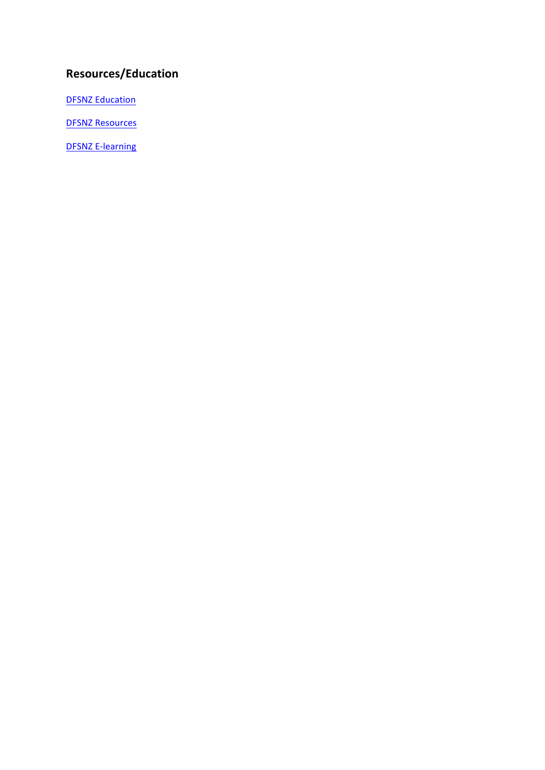## Resources/Education

DFSNZ Education

DFSNZ Resources

DFSNZ E-learning